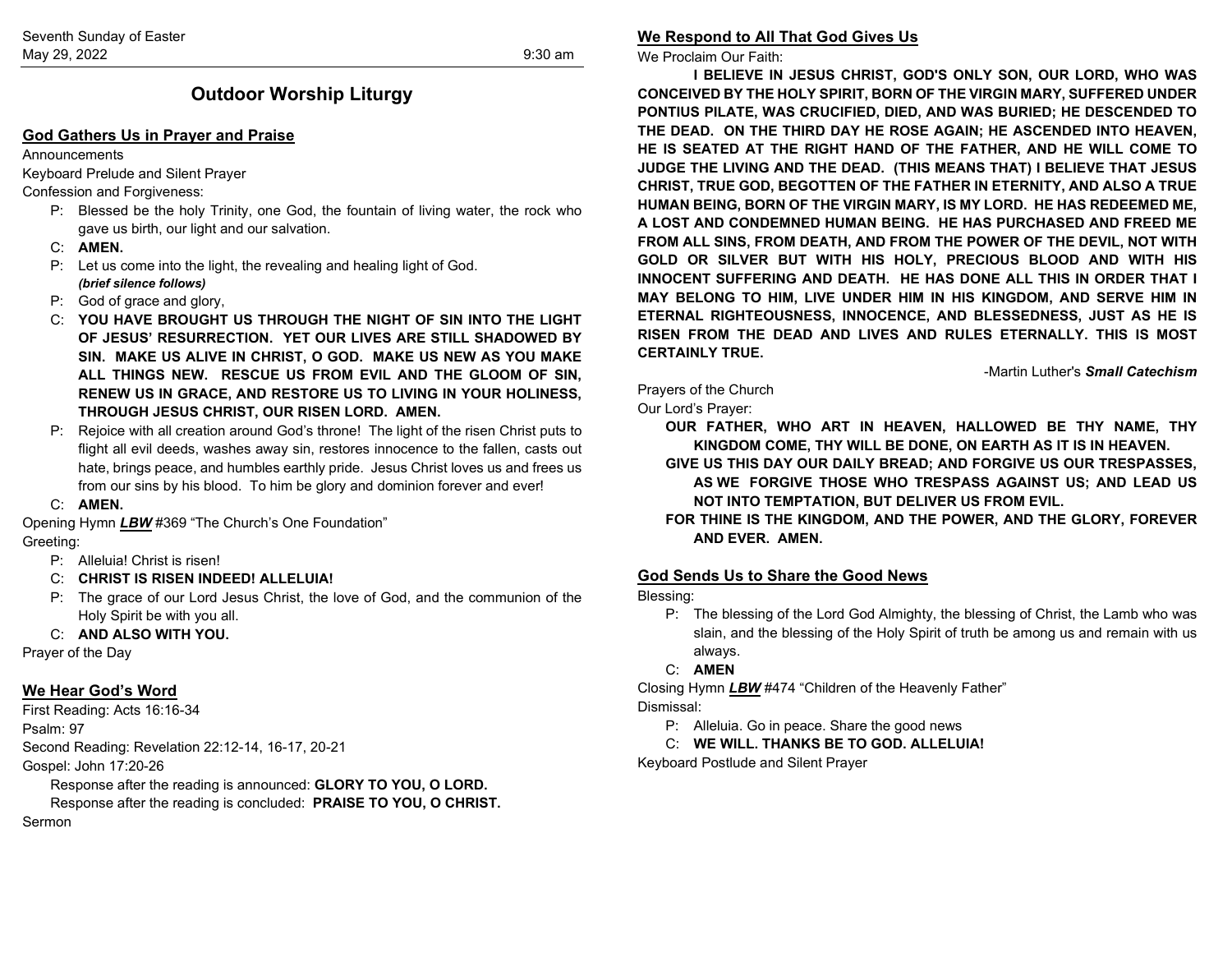Seventh Sunday of Easter
May 29, 2022 9:30 am

# Outdoor Worship Liturgy

## God Gathers Us in Prayer and Praise

Announcements

Keyboard Prelude and Silent Prayer

Confession and Forgiveness:

P: Blessed be the holy Trinity, one God, the fountain of living water, the rock who gave us birth, our light and our salvation.

C: **AMEN.**

P: Let us come into the light, the revealing and healing light of God.
***(brief silence follows)***

P: God of grace and glory,

C: **YOU HAVE BROUGHT US THROUGH THE NIGHT OF SIN INTO THE LIGHT OF JESUS' RESURRECTION. YET OUR LIVES ARE STILL SHADOWED BY SIN. MAKE US ALIVE IN CHRIST, O GOD. MAKE US NEW AS YOU MAKE ALL THINGS NEW. RESCUE US FROM EVIL AND THE GLOOM OF SIN, RENEW US IN GRACE, AND RESTORE US TO LIVING IN YOUR HOLINESS, THROUGH JESUS CHRIST, OUR RISEN LORD. AMEN.**

P: Rejoice with all creation around God's throne! The light of the risen Christ puts to flight all evil deeds, washes away sin, restores innocence to the fallen, casts out hate, brings peace, and humbles earthly pride. Jesus Christ loves us and frees us from our sins by his blood. To him be glory and dominion forever and ever!

C: **AMEN.**

Opening Hymn ***LBW*** #369 "The Church's One Foundation"

Greeting:

P: Alleluia! Christ is risen!

C: **CHRIST IS RISEN INDEED! ALLELUIA!**

P: The grace of our Lord Jesus Christ, the love of God, and the communion of the Holy Spirit be with you all.

C: **AND ALSO WITH YOU.**

Prayer of the Day

## We Hear God's Word

First Reading: Acts 16:16-34

Psalm: 97

Second Reading: Revelation 22:12-14, 16-17, 20-21

Gospel: John 17:20-26

Response after the reading is announced: **GLORY TO YOU, O LORD.**

Response after the reading is concluded: **PRAISE TO YOU, O CHRIST.**

Sermon

## We Respond to All That God Gives Us

We Proclaim Our Faith:

**I BELIEVE IN JESUS CHRIST, GOD'S ONLY SON, OUR LORD, WHO WAS CONCEIVED BY THE HOLY SPIRIT, BORN OF THE VIRGIN MARY, SUFFERED UNDER PONTIUS PILATE, WAS CRUCIFIED, DIED, AND WAS BURIED; HE DESCENDED TO THE DEAD. ON THE THIRD DAY HE ROSE AGAIN; HE ASCENDED INTO HEAVEN, HE IS SEATED AT THE RIGHT HAND OF THE FATHER, AND HE WILL COME TO JUDGE THE LIVING AND THE DEAD. (THIS MEANS THAT) I BELIEVE THAT JESUS CHRIST, TRUE GOD, BEGOTTEN OF THE FATHER IN ETERNITY, AND ALSO A TRUE HUMAN BEING, BORN OF THE VIRGIN MARY, IS MY LORD. HE HAS REDEEMED ME, A LOST AND CONDEMNED HUMAN BEING. HE HAS PURCHASED AND FREED ME FROM ALL SINS, FROM DEATH, AND FROM THE POWER OF THE DEVIL, NOT WITH GOLD OR SILVER BUT WITH HIS HOLY, PRECIOUS BLOOD AND WITH HIS INNOCENT SUFFERING AND DEATH. HE HAS DONE ALL THIS IN ORDER THAT I MAY BELONG TO HIM, LIVE UNDER HIM IN HIS KINGDOM, AND SERVE HIM IN ETERNAL RIGHTEOUSNESS, INNOCENCE, AND BLESSEDNESS, JUST AS HE IS RISEN FROM THE DEAD AND LIVES AND RULES ETERNALLY. THIS IS MOST CERTAINLY TRUE.**

-Martin Luther's ***Small Catechism***

Prayers of the Church

Our Lord's Prayer:

**OUR FATHER, WHO ART IN HEAVEN, HALLOWED BE THY NAME, THY KINGDOM COME, THY WILL BE DONE, ON EARTH AS IT IS IN HEAVEN.**
**GIVE US THIS DAY OUR DAILY BREAD; AND FORGIVE US OUR TRESPASSES, AS WE FORGIVE THOSE WHO TRESPASS AGAINST US; AND LEAD US NOT INTO TEMPTATION, BUT DELIVER US FROM EVIL.**
**FOR THINE IS THE KINGDOM, AND THE POWER, AND THE GLORY, FOREVER AND EVER. AMEN.**

## God Sends Us to Share the Good News

Blessing:

P: The blessing of the Lord God Almighty, the blessing of Christ, the Lamb who was slain, and the blessing of the Holy Spirit of truth be among us and remain with us always.

C: **AMEN**

Closing Hymn ***LBW*** #474 "Children of the Heavenly Father"

Dismissal:

P: Alleluia. Go in peace. Share the good news

C: **WE WILL. THANKS BE TO GOD. ALLELUIA!**

Keyboard Postlude and Silent Prayer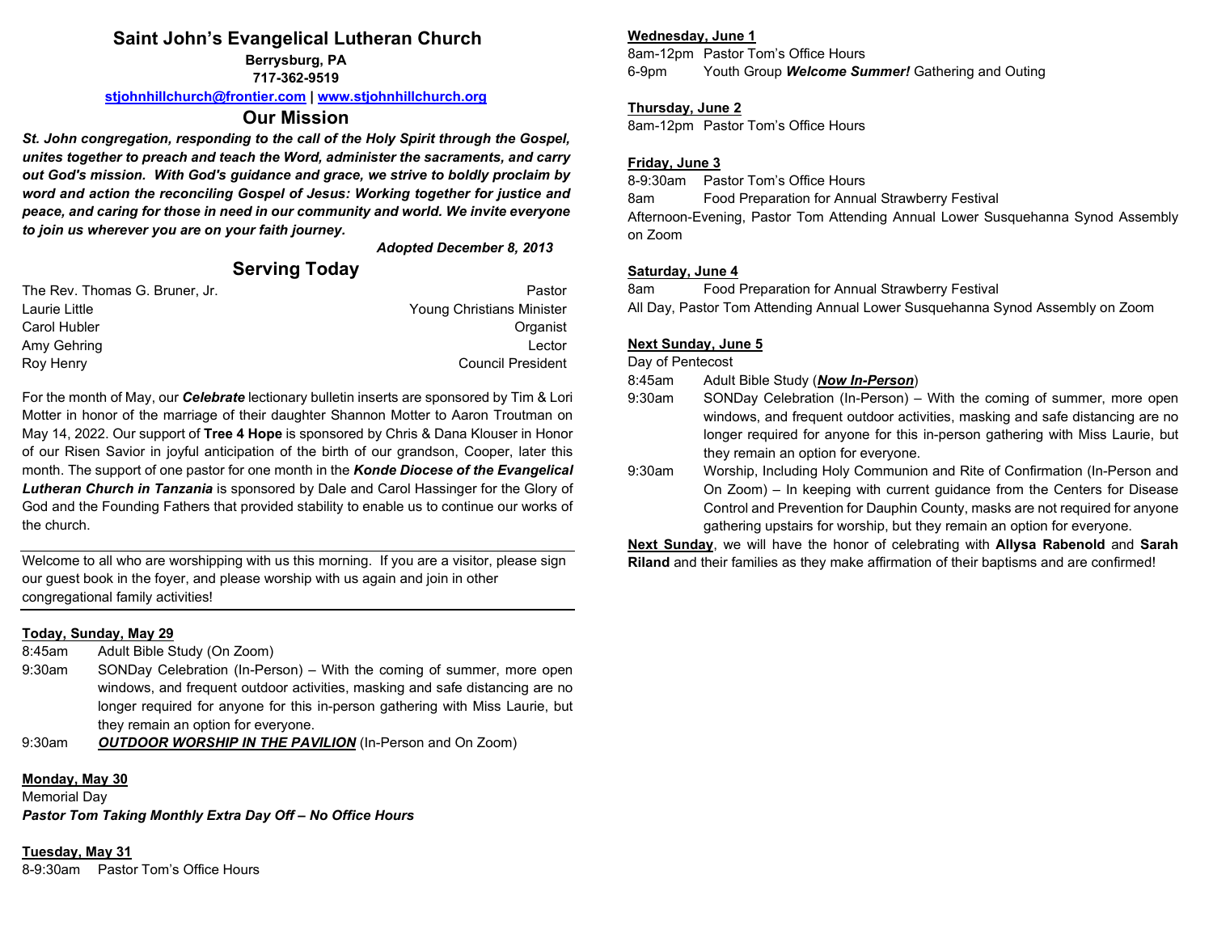# Saint John's Evangelical Lutheran Church

**Berrysburg, PA**
**717-362-9519**
**stjohnhillchurch@frontier.com | www.stjohnhillchurch.org**

## Our Mission

***St. John congregation, responding to the call of the Holy Spirit through the Gospel, unites together to preach and teach the Word, administer the sacraments, and carry out God's mission. With God's guidance and grace, we strive to boldly proclaim by word and action the reconciling Gospel of Jesus: Working together for justice and peace, and caring for those in need in our community and world. We invite everyone to join us wherever you are on your faith journey.***

***Adopted December 8, 2013***

## Serving Today

| | |
|---|---|
| The Rev. Thomas G. Bruner, Jr. | Pastor |
| Laurie Little | Young Christians Minister |
| Carol Hubler | Organist |
| Amy Gehring | Lector |
| Roy Henry | Council President |

For the month of May, our ***Celebrate*** lectionary bulletin inserts are sponsored by Tim & Lori Motter in honor of the marriage of their daughter Shannon Motter to Aaron Troutman on May 14, 2022. Our support of **Tree 4 Hope** is sponsored by Chris & Dana Klouser in Honor of our Risen Savior in joyful anticipation of the birth of our grandson, Cooper, later this month. The support of one pastor for one month in the ***Konde Diocese of the Evangelical Lutheran Church in Tanzania*** is sponsored by Dale and Carol Hassinger for the Glory of God and the Founding Fathers that provided stability to enable us to continue our works of the church.

---

Welcome to all who are worshipping with us this morning. If you are a visitor, please sign our guest book in the foyer, and please worship with us again and join in other congregational family activities!

---

**Today, Sunday, May 29**

8:45am Adult Bible Study (On Zoom)

9:30am SONDay Celebration (In-Person) – With the coming of summer, more open windows, and frequent outdoor activities, masking and safe distancing are no longer required for anyone for this in-person gathering with Miss Laurie, but they remain an option for everyone.

9:30am ***OUTDOOR WORSHIP IN THE PAVILION*** (In-Person and On Zoom)

**Monday, May 30**

Memorial Day

***Pastor Tom Taking Monthly Extra Day Off – No Office Hours***

**Tuesday, May 31**

8-9:30am Pastor Tom's Office Hours

**Wednesday, June 1**

8am-12pm Pastor Tom's Office Hours

6-9pm Youth Group ***Welcome Summer!*** Gathering and Outing

**Thursday, June 2**

8am-12pm Pastor Tom's Office Hours

**Friday, June 3**

8-9:30am Pastor Tom's Office Hours

8am Food Preparation for Annual Strawberry Festival

Afternoon-Evening, Pastor Tom Attending Annual Lower Susquehanna Synod Assembly on Zoom

**Saturday, June 4**

8am Food Preparation for Annual Strawberry Festival

All Day, Pastor Tom Attending Annual Lower Susquehanna Synod Assembly on Zoom

**Next Sunday, June 5**

Day of Pentecost

8:45am Adult Bible Study (***Now In-Person***)

9:30am SONDay Celebration (In-Person) – With the coming of summer, more open windows, and frequent outdoor activities, masking and safe distancing are no longer required for anyone for this in-person gathering with Miss Laurie, but they remain an option for everyone.

9:30am Worship, Including Holy Communion and Rite of Confirmation (In-Person and On Zoom) – In keeping with current guidance from the Centers for Disease Control and Prevention for Dauphin County, masks are not required for anyone gathering upstairs for worship, but they remain an option for everyone.

**Next Sunday**, we will have the honor of celebrating with **Allysa Rabenold** and **Sarah Riland** and their families as they make affirmation of their baptisms and are confirmed!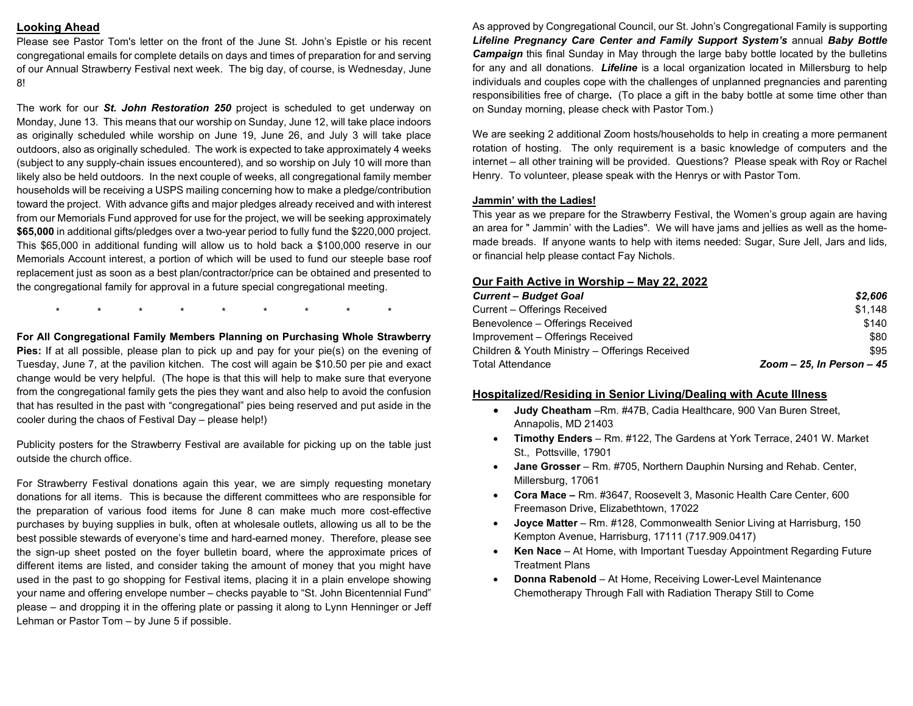## Looking Ahead

Please see Pastor Tom's letter on the front of the June St. John's Epistle or his recent congregational emails for complete details on days and times of preparation for and serving of our Annual Strawberry Festival next week. The big day, of course, is Wednesday, June 8!

The work for our ***St. John Restoration 250*** project is scheduled to get underway on Monday, June 13. This means that our worship on Sunday, June 12, will take place indoors as originally scheduled while worship on June 19, June 26, and July 3 will take place outdoors, also as originally scheduled. The work is expected to take approximately 4 weeks (subject to any supply-chain issues encountered), and so worship on July 10 will more than likely also be held outdoors. In the next couple of weeks, all congregational family member households will be receiving a USPS mailing concerning how to make a pledge/contribution toward the project. With advance gifts and major pledges already received and with interest from our Memorials Fund approved for use for the project, we will be seeking approximately **$65,000** in additional gifts/pledges over a two-year period to fully fund the $220,000 project. This $65,000 in additional funding will allow us to hold back a $100,000 reserve in our Memorials Account interest, a portion of which will be used to fund our steeple base roof replacement just as soon as a best plan/contractor/price can be obtained and presented to the congregational family for approval in a future special congregational meeting.

\* \* \* \* \* \* \* \* \*

**For All Congregational Family Members Planning on Purchasing Whole Strawberry Pies:** If at all possible, please plan to pick up and pay for your pie(s) on the evening of Tuesday, June 7, at the pavilion kitchen. The cost will again be $10.50 per pie and exact change would be very helpful. (The hope is that this will help to make sure that everyone from the congregational family gets the pies they want and also help to avoid the confusion that has resulted in the past with "congregational" pies being reserved and put aside in the cooler during the chaos of Festival Day – please help!)

Publicity posters for the Strawberry Festival are available for picking up on the table just outside the church office.

For Strawberry Festival donations again this year, we are simply requesting monetary donations for all items. This is because the different committees who are responsible for the preparation of various food items for June 8 can make much more cost-effective purchases by buying supplies in bulk, often at wholesale outlets, allowing us all to be the best possible stewards of everyone's time and hard-earned money. Therefore, please see the sign-up sheet posted on the foyer bulletin board, where the approximate prices of different items are listed, and consider taking the amount of money that you might have used in the past to go shopping for Festival items, placing it in a plain envelope showing your name and offering envelope number – checks payable to "St. John Bicentennial Fund" please – and dropping it in the offering plate or passing it along to Lynn Henninger or Jeff Lehman or Pastor Tom – by June 5 if possible.

As approved by Congregational Council, our St. John's Congregational Family is supporting ***Lifeline Pregnancy Care Center and Family Support System's*** annual ***Baby Bottle Campaign*** this final Sunday in May through the large baby bottle located by the bulletins for any and all donations. ***Lifeline*** is a local organization located in Millersburg to help individuals and couples cope with the challenges of unplanned pregnancies and parenting responsibilities free of charge**.** (To place a gift in the baby bottle at some time other than on Sunday morning, please check with Pastor Tom.)

We are seeking 2 additional Zoom hosts/households to help in creating a more permanent rotation of hosting. The only requirement is a basic knowledge of computers and the internet – all other training will be provided. Questions? Please speak with Roy or Rachel Henry. To volunteer, please speak with the Henrys or with Pastor Tom.

### Jammin' with the Ladies!

This year as we prepare for the Strawberry Festival, the Women's group again are having an area for " Jammin' with the Ladies". We will have jams and jellies as well as the home-made breads. If anyone wants to help with items needed: Sugar, Sure Jell, Jars and lids, or financial help please contact Fay Nichols.

## Our Faith Active in Worship – May 22, 2022

| | |
|---|---|
| ***Current – Budget Goal*** | ***$2,606*** |
| Current – Offerings Received | $1,148 |
| Benevolence – Offerings Received | $140 |
| Improvement – Offerings Received | $80 |
| Children & Youth Ministry – Offerings Received | $95 |
| Total Attendance | ***Zoom – 25, In Person – 45*** |

## Hospitalized/Residing in Senior Living/Dealing with Acute Illness

- **Judy Cheatham** –Rm. #47B, Cadia Healthcare, 900 Van Buren Street, Annapolis, MD 21403
- **Timothy Enders** – Rm. #122, The Gardens at York Terrace, 2401 W. Market St., Pottsville, 17901
- **Jane Grosser** – Rm. #705, Northern Dauphin Nursing and Rehab. Center, Millersburg, 17061
- **Cora Mace –** Rm. #3647, Roosevelt 3, Masonic Health Care Center, 600 Freemason Drive, Elizabethtown, 17022
- **Joyce Matter** – Rm. #128, Commonwealth Senior Living at Harrisburg, 150 Kempton Avenue, Harrisburg, 17111 (717.909.0417)
- **Ken Nace** – At Home, with Important Tuesday Appointment Regarding Future Treatment Plans
- **Donna Rabenold** – At Home, Receiving Lower-Level Maintenance Chemotherapy Through Fall with Radiation Therapy Still to Come